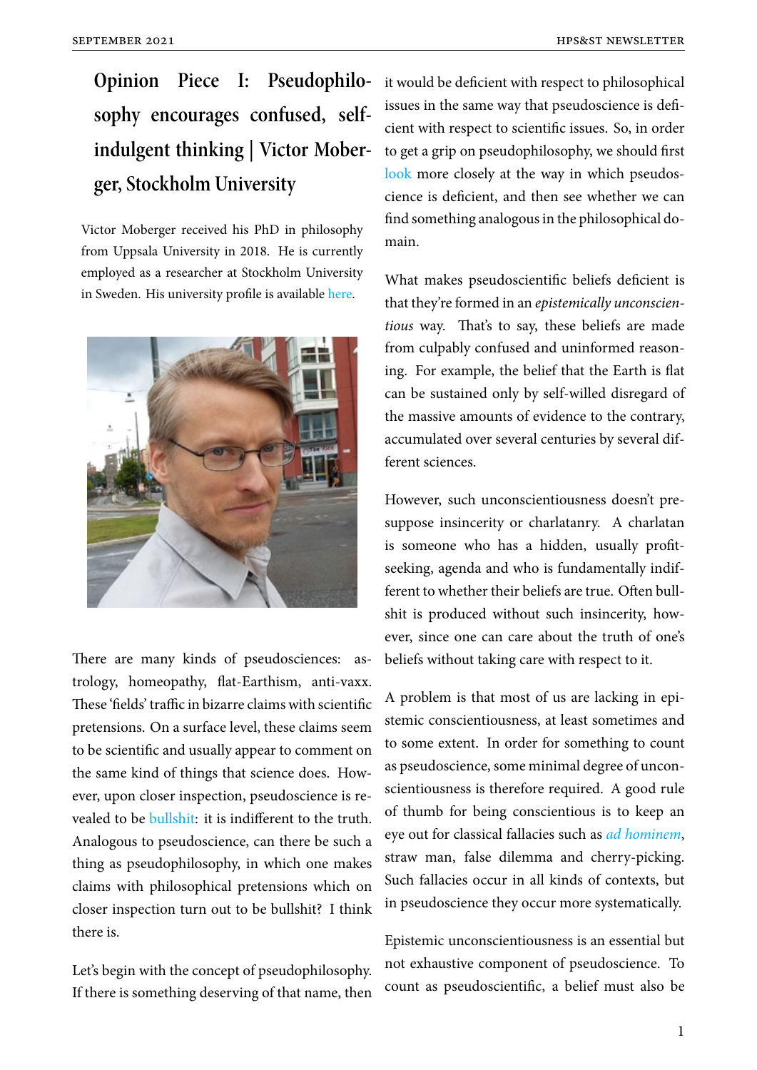# Opinion Piece I: Pseudophilosophy encourages confused, self-indulgent thinking | Victor Moberger, Stockholm University

Victor Moberger received his PhD in philosophy from Uppsala University in 2018. He is currently employed as a researcher at Stockholm University in Sweden. His university profile is available here.

There are many kinds of pseudosciences: astrology, homeopathy, flat-Earthism, anti-vaxx. These 'fields' traffic in bizarre claims with scientific pretensions. On a surface level, these claims seem to be scientific and usually appear to comment on the same kind of things that science does. However, upon closer inspection, pseudoscience is revealed to be bullshit: it is indifferent to the truth. Analogous to pseudoscience, can there be such a thing as pseudophilosophy, in which one makes claims with philosophical pretensions which on closer inspection turn out to be bullshit? I think there is.

Let's begin with the concept of pseudophilosophy. If there is something deserving of that name, then it would be deficient with respect to philosophical issues in the same way that pseudoscience is deficient with respect to scientific issues. So, in order to get a grip on pseudophilosophy, we should first look more closely at the way in which pseudoscience is deficient, and then see whether we can find something analogous in the philosophical domain.

What makes pseudoscientific beliefs deficient is that they're formed in an *epistemically unconscientious* way. That's to say, these beliefs are made from culpably confused and uninformed reasoning. For example, the belief that the Earth is flat can be sustained only by self-willed disregard of the massive amounts of evidence to the contrary, accumulated over several centuries by several different sciences.

However, such unconscientiousness doesn't presuppose insincerity or charlatanry. A charlatan is someone who has a hidden, usually profit-seeking, agenda and who is fundamentally indifferent to whether their beliefs are true. Often bullshit is produced without such insincerity, however, since one can care about the truth of one's beliefs without taking care with respect to it.

A problem is that most of us are lacking in epistemic conscientiousness, at least sometimes and to some extent. In order for something to count as pseudoscience, some minimal degree of unconscientiousness is therefore required. A good rule of thumb for being conscientious is to keep an eye out for classical fallacies such as *ad hominem*, straw man, false dilemma and cherry-picking. Such fallacies occur in all kinds of contexts, but in pseudoscience they occur more systematically.

Epistemic unconscientiousness is an essential but not exhaustive component of pseudoscience. To count as pseudoscientific, a belief must also be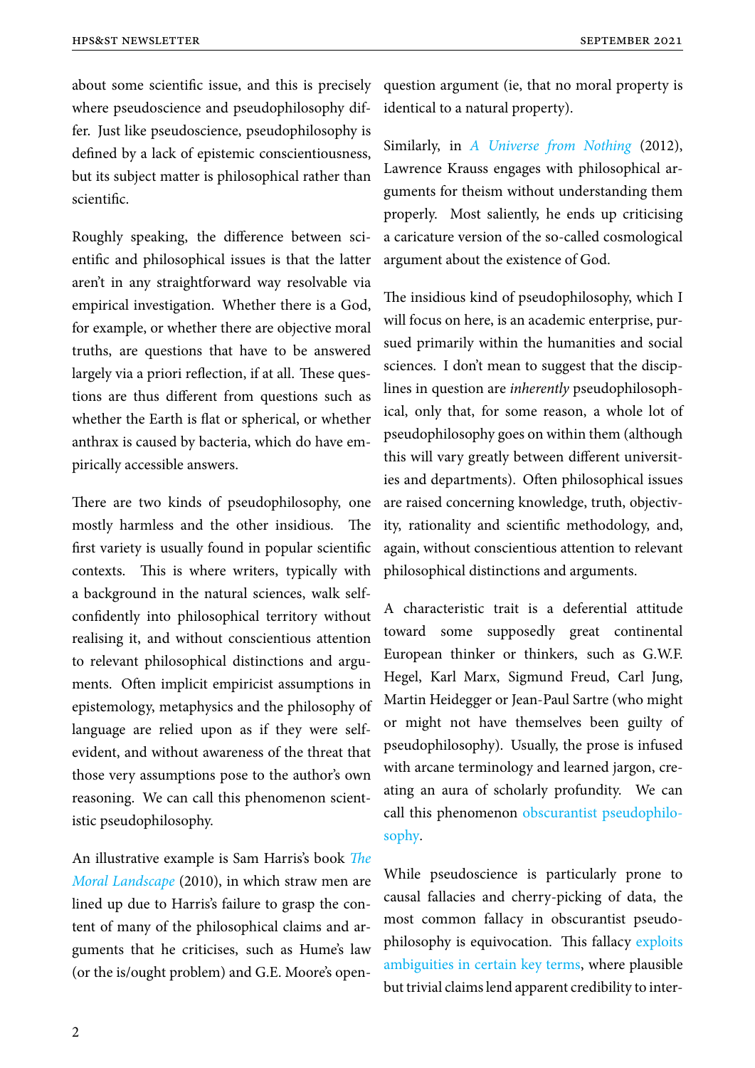about some scientific issue, and this is precisely where pseudoscience and pseudophilosophy differ. Just like pseudoscience, pseudophilosophy is defined by a lack of epistemic conscientiousness, but its subject matter is philosophical rather than scientific.

Roughly speaking, the difference between scientific and philosophical issues is that the latter aren't in any straightforward way resolvable via empirical investigation. Whether there is a God, for example, or whether there are objective moral truths, are questions that have to be answered largely via a priori reflection, if at all. These questions are thus different from questions such as whether the Earth is flat or spherical, or whether anthrax is caused by bacteria, which do have empirically accessible answers.

There are two kinds of pseudophilosophy, one mostly harmless and the other insidious. The first variety is usually found in popular scientific contexts. This is where writers, typically with a background in the natural sciences, walk self-confidently into philosophical territory without realising it, and without conscientious attention to relevant philosophical distinctions and arguments. Often implicit empiricist assumptions in epistemology, metaphysics and the philosophy of language are relied upon as if they were self-evident, and without awareness of the threat that those very assumptions pose to the author's own reasoning. We can call this phenomenon scientistic pseudophilosophy.

An illustrative example is Sam Harris's book *The Moral Landscape* (2010), in which straw men are lined up due to Harris's failure to grasp the content of many of the philosophical claims and arguments that he criticises, such as Hume's law (or the is/ought problem) and G.E. Moore's open-question argument (ie, that no moral property is identical to a natural property).

Similarly, in *A Universe from Nothing* (2012), Lawrence Krauss engages with philosophical arguments for theism without understanding them properly. Most saliently, he ends up criticising a caricature version of the so-called cosmological argument about the existence of God.

The insidious kind of pseudophilosophy, which I will focus on here, is an academic enterprise, pursued primarily within the humanities and social sciences. I don't mean to suggest that the disciplines in question are *inherently* pseudophilosophical, only that, for some reason, a whole lot of pseudophilosophy goes on within them (although this will vary greatly between different universities and departments). Often philosophical issues are raised concerning knowledge, truth, objectivity, rationality and scientific methodology, and, again, without conscientious attention to relevant philosophical distinctions and arguments.

A characteristic trait is a deferential attitude toward some supposedly great continental European thinker or thinkers, such as G.W.F. Hegel, Karl Marx, Sigmund Freud, Carl Jung, Martin Heidegger or Jean-Paul Sartre (who might or might not have themselves been guilty of pseudophilosophy). Usually, the prose is infused with arcane terminology and learned jargon, creating an aura of scholarly profundity. We can call this phenomenon obscurantist pseudophilosophy.

While pseudoscience is particularly prone to causal fallacies and cherry-picking of data, the most common fallacy in obscurantist pseudophilosophy is equivocation. This fallacy exploits ambiguities in certain key terms, where plausible but trivial claims lend apparent credibility to inter-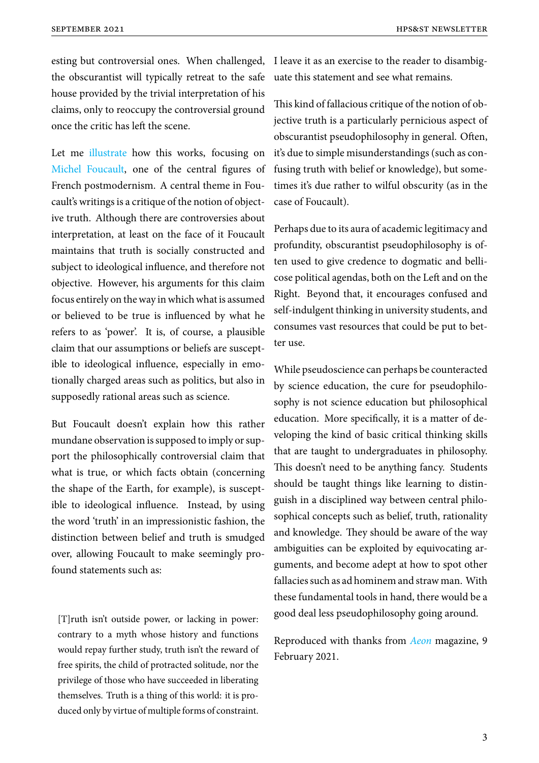esting but controversial ones. When challenged, the obscurantist will typically retreat to the safe house provided by the trivial interpretation of his claims, only to reoccupy the controversial ground once the critic has left the scene.

Let me illustrate how this works, focusing on Michel Foucault, one of the central figures of French postmodernism. A central theme in Foucault's writings is a critique of the notion of objective truth. Although there are controversies about interpretation, at least on the face of it Foucault maintains that truth is socially constructed and subject to ideological influence, and therefore not objective. However, his arguments for this claim focus entirely on the way in which what is assumed or believed to be true is influenced by what he refers to as 'power'. It is, of course, a plausible claim that our assumptions or beliefs are susceptible to ideological influence, especially in emotionally charged areas such as politics, but also in supposedly rational areas such as science.

But Foucault doesn't explain how this rather mundane observation is supposed to imply or support the philosophically controversial claim that what is true, or which facts obtain (concerning the shape of the Earth, for example), is susceptible to ideological influence. Instead, by using the word 'truth' in an impressionistic fashion, the distinction between belief and truth is smudged over, allowing Foucault to make seemingly profound statements such as:

> [T]ruth isn't outside power, or lacking in power: contrary to a myth whose history and functions would repay further study, truth isn't the reward of free spirits, the child of protracted solitude, nor the privilege of those who have succeeded in liberating themselves. Truth is a thing of this world: it is produced only by virtue of multiple forms of constraint.

I leave it as an exercise to the reader to disambiguate this statement and see what remains.

This kind of fallacious critique of the notion of objective truth is a particularly pernicious aspect of obscurantist pseudophilosophy in general. Often, it's due to simple misunderstandings (such as confusing truth with belief or knowledge), but sometimes it's due rather to wilful obscurity (as in the case of Foucault).

Perhaps due to its aura of academic legitimacy and profundity, obscurantist pseudophilosophy is often used to give credence to dogmatic and bellicose political agendas, both on the Left and on the Right. Beyond that, it encourages confused and self-indulgent thinking in university students, and consumes vast resources that could be put to better use.

While pseudoscience can perhaps be counteracted by science education, the cure for pseudophilosophy is not science education but philosophical education. More specifically, it is a matter of developing the kind of basic critical thinking skills that are taught to undergraduates in philosophy. This doesn't need to be anything fancy. Students should be taught things like learning to distinguish in a disciplined way between central philosophical concepts such as belief, truth, rationality and knowledge. They should be aware of the way ambiguities can be exploited by equivocating arguments, and become adept at how to spot other fallacies such as ad hominem and straw man. With these fundamental tools in hand, there would be a good deal less pseudophilosophy going around.

Reproduced with thanks from *Aeon* magazine, 9 February 2021.